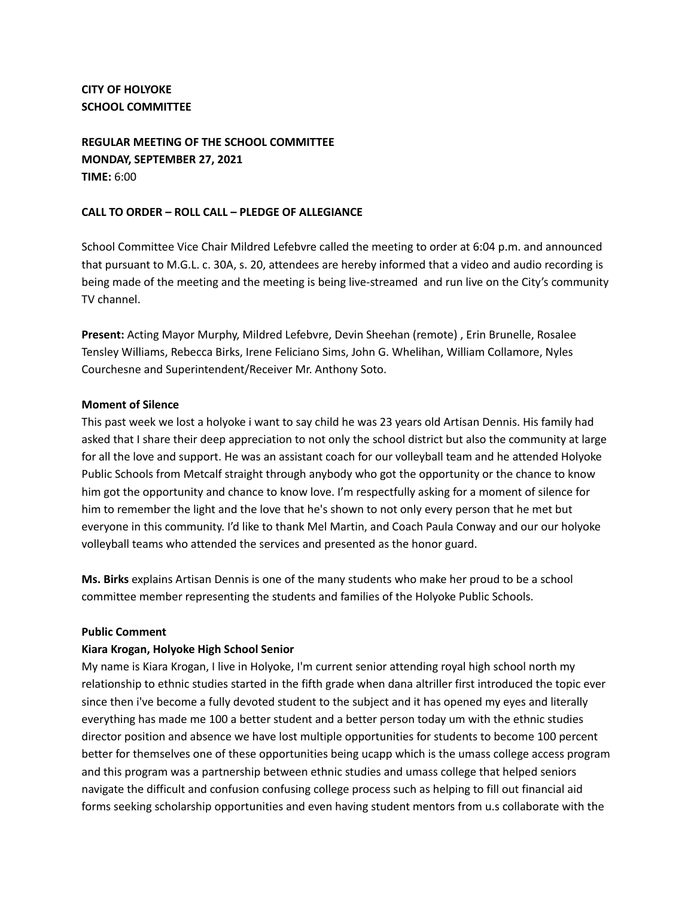**CITY OF HOLYOKE**
**SCHOOL COMMITTEE**

**REGULAR MEETING OF THE SCHOOL COMMITTEE**
**MONDAY, SEPTEMBER 27, 2021**
**TIME:** 6:00

**CALL TO ORDER – ROLL CALL – PLEDGE OF ALLEGIANCE**

School Committee Vice Chair Mildred Lefebvre called the meeting to order at 6:04 p.m. and announced that pursuant to M.G.L. c. 30A, s. 20, attendees are hereby informed that a video and audio recording is being made of the meeting and the meeting is being live-streamed and run live on the City's community TV channel.

**Present:** Acting Mayor Murphy, Mildred Lefebvre, Devin Sheehan (remote) , Erin Brunelle, Rosalee Tensley Williams, Rebecca Birks, Irene Feliciano Sims, John G. Whelihan, William Collamore, Nyles Courchesne and Superintendent/Receiver Mr. Anthony Soto.

**Moment of Silence**
This past week we lost a holyoke i want to say child he was 23 years old Artisan Dennis. His family had asked that I share their deep appreciation to not only the school district but also the community at large for all the love and support. He was an assistant coach for our volleyball team and he attended Holyoke Public Schools from Metcalf straight through anybody who got the opportunity or the chance to know him got the opportunity and chance to know love. I'm respectfully asking for a moment of silence for him to remember the light and the love that he's shown to not only every person that he met but everyone in this community. I'd like to thank Mel Martin, and Coach Paula Conway and our our holyoke volleyball teams who attended the services and presented as the honor guard.

**Ms. Birks** explains Artisan Dennis is one of the many students who make her proud to be a school committee member representing the students and families of the Holyoke Public Schools.

**Public Comment**
**Kiara Krogan, Holyoke High School Senior**
My name is Kiara Krogan, I live in Holyoke, I'm current senior attending royal high school north my relationship to ethnic studies started in the fifth grade when dana altriller first introduced the topic ever since then i've become a fully devoted student to the subject and it has opened my eyes and literally everything has made me 100 a better student and a better person today um with the ethnic studies director position and absence we have lost multiple opportunities for students to become 100 percent better for themselves one of these opportunities being ucapp which is the umass college access program and this program was a partnership between ethnic studies and umass college that helped seniors navigate the difficult and confusion confusing college process such as helping to fill out financial aid forms seeking scholarship opportunities and even having student mentors from u.s collaborate with the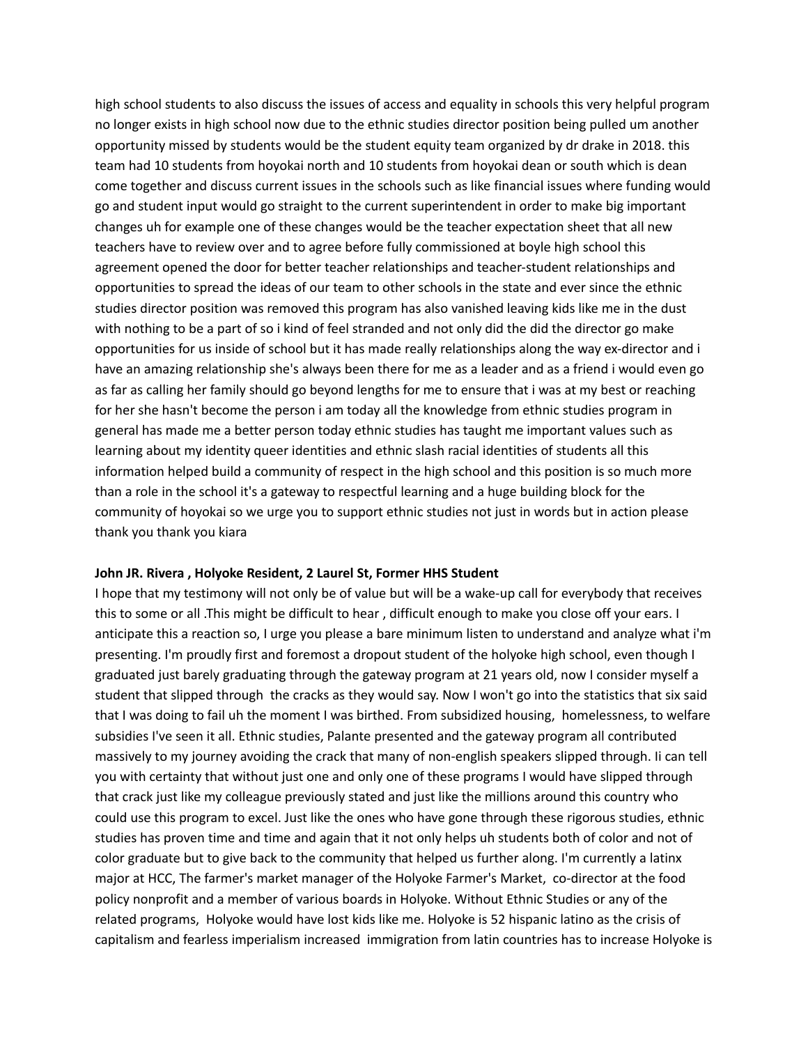high school students to also discuss the issues of access and equality in schools this very helpful program no longer exists in high school now due to the ethnic studies director position being pulled um another opportunity missed by students would be the student equity team organized by dr drake in 2018. this team had 10 students from hoyokai north and 10 students from hoyokai dean or south which is dean come together and discuss current issues in the schools such as like financial issues where funding would go and student input would go straight to the current superintendent in order to make big important changes uh for example one of these changes would be the teacher expectation sheet that all new teachers have to review over and to agree before fully commissioned at boyle high school this agreement opened the door for better teacher relationships and teacher-student relationships and opportunities to spread the ideas of our team to other schools in the state and ever since the ethnic studies director position was removed this program has also vanished leaving kids like me in the dust with nothing to be a part of so i kind of feel stranded and not only did the did the director go make opportunities for us inside of school but it has made really relationships along the way ex-director and i have an amazing relationship she's always been there for me as a leader and as a friend i would even go as far as calling her family should go beyond lengths for me to ensure that i was at my best or reaching for her she hasn't become the person i am today all the knowledge from ethnic studies program in general has made me a better person today ethnic studies has taught me important values such as learning about my identity queer identities and ethnic slash racial identities of students all this information helped build a community of respect in the high school and this position is so much more than a role in the school it's a gateway to respectful learning and a huge building block for the community of hoyokai so we urge you to support ethnic studies not just in words but in action please thank you thank you kiara

**John JR. Rivera , Holyoke Resident, 2 Laurel St, Former HHS Student**

I hope that my testimony will not only be of value but will be a wake-up call for everybody that receives this to some or all .This might be difficult to hear , difficult enough to make you close off your ears. I anticipate this a reaction so, I urge you please a bare minimum listen to understand and analyze what i'm presenting. I'm proudly first and foremost a dropout student of the holyoke high school, even though I graduated just barely graduating through the gateway program at 21 years old, now I consider myself a student that slipped through the cracks as they would say. Now I won't go into the statistics that six said that I was doing to fail uh the moment I was birthed. From subsidized housing, homelessness, to welfare subsidies I've seen it all. Ethnic studies, Palante presented and the gateway program all contributed massively to my journey avoiding the crack that many of non-english speakers slipped through. Ii can tell you with certainty that without just one and only one of these programs I would have slipped through that crack just like my colleague previously stated and just like the millions around this country who could use this program to excel. Just like the ones who have gone through these rigorous studies, ethnic studies has proven time and time and again that it not only helps uh students both of color and not of color graduate but to give back to the community that helped us further along. I'm currently a latinx major at HCC, The farmer's market manager of the Holyoke Farmer's Market, co-director at the food policy nonprofit and a member of various boards in Holyoke. Without Ethnic Studies or any of the related programs, Holyoke would have lost kids like me. Holyoke is 52 hispanic latino as the crisis of capitalism and fearless imperialism increased immigration from latin countries has to increase Holyoke is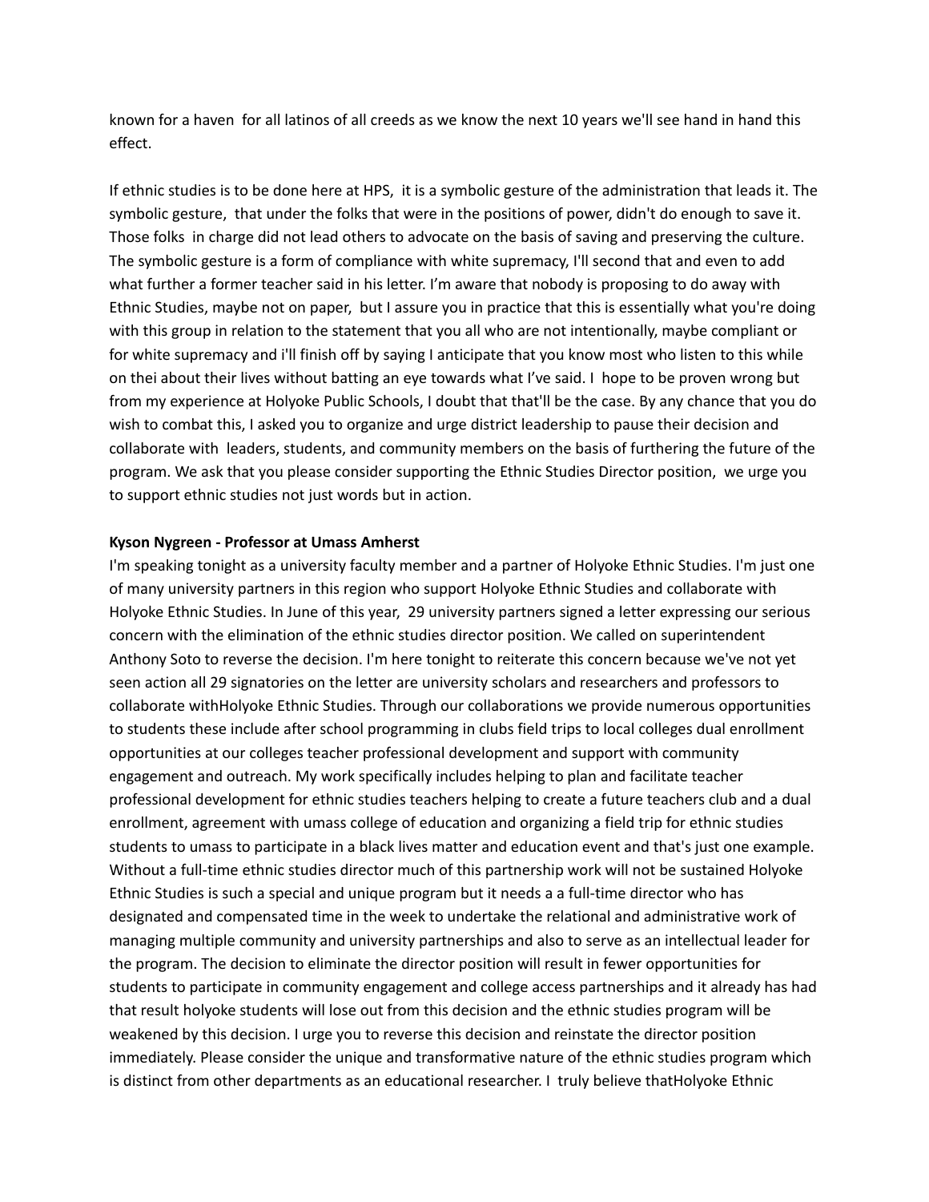known for a haven  for all latinos of all creeds as we know the next 10 years we'll see hand in hand this effect.

If ethnic studies is to be done here at HPS,  it is a symbolic gesture of the administration that leads it. The symbolic gesture,  that under the folks that were in the positions of power, didn't do enough to save it. Those folks  in charge did not lead others to advocate on the basis of saving and preserving the culture. The symbolic gesture is a form of compliance with white supremacy, I'll second that and even to add what further a former teacher said in his letter. I'm aware that nobody is proposing to do away with Ethnic Studies, maybe not on paper,  but I assure you in practice that this is essentially what you're doing with this group in relation to the statement that you all who are not intentionally, maybe compliant or for white supremacy and i'll finish off by saying I anticipate that you know most who listen to this while on thei about their lives without batting an eye towards what I've said. I  hope to be proven wrong but from my experience at Holyoke Public Schools, I doubt that that'll be the case. By any chance that you do wish to combat this, I asked you to organize and urge district leadership to pause their decision and collaborate with  leaders, students, and community members on the basis of furthering the future of the program. We ask that you please consider supporting the Ethnic Studies Director position,  we urge you to support ethnic studies not just words but in action.

**Kyson Nygreen - Professor at Umass Amherst**
I'm speaking tonight as a university faculty member and a partner of Holyoke Ethnic Studies. I'm just one of many university partners in this region who support Holyoke Ethnic Studies and collaborate with Holyoke Ethnic Studies. In June of this year,  29 university partners signed a letter expressing our serious concern with the elimination of the ethnic studies director position. We called on superintendent Anthony Soto to reverse the decision. I'm here tonight to reiterate this concern because we've not yet seen action all 29 signatories on the letter are university scholars and researchers and professors to collaborate withHolyoke Ethnic Studies. Through our collaborations we provide numerous opportunities to students these include after school programming in clubs field trips to local colleges dual enrollment opportunities at our colleges teacher professional development and support with community engagement and outreach. My work specifically includes helping to plan and facilitate teacher professional development for ethnic studies teachers helping to create a future teachers club and a dual enrollment, agreement with umass college of education and organizing a field trip for ethnic studies students to umass to participate in a black lives matter and education event and that's just one example. Without a full-time ethnic studies director much of this partnership work will not be sustained Holyoke Ethnic Studies is such a special and unique program but it needs a a full-time director who has designated and compensated time in the week to undertake the relational and administrative work of managing multiple community and university partnerships and also to serve as an intellectual leader for the program. The decision to eliminate the director position will result in fewer opportunities for students to participate in community engagement and college access partnerships and it already has had that result holyoke students will lose out from this decision and the ethnic studies program will be weakened by this decision. I urge you to reverse this decision and reinstate the director position immediately. Please consider the unique and transformative nature of the ethnic studies program which is distinct from other departments as an educational researcher. I  truly believe thatHolyoke Ethnic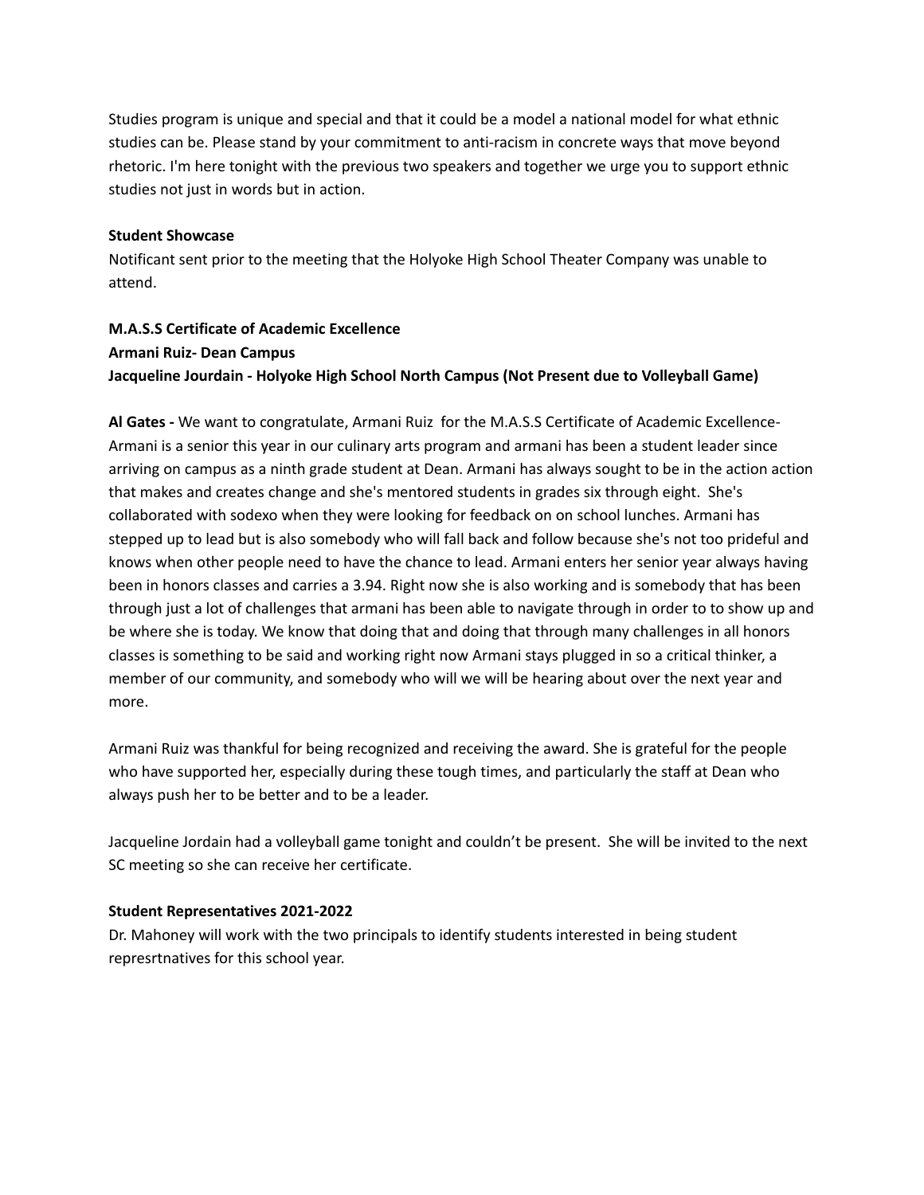Studies program is unique and special and that it could be a model a national model for what ethnic studies can be. Please stand by your commitment to anti-racism in concrete ways that move beyond rhetoric. I'm here tonight with the previous two speakers and together we urge you to support ethnic studies not just in words but in action.

**Student Showcase**

Notificant sent prior to the meeting that the Holyoke High School Theater Company was unable to attend.

**M.A.S.S Certificate of Academic Excellence**
**Armani Ruiz- Dean Campus**
**Jacqueline Jourdain - Holyoke High School North Campus (Not Present due to Volleyball Game)**

**Al Gates -** We want to congratulate, Armani Ruiz for the M.A.S.S Certificate of Academic Excellence- Armani is a senior this year in our culinary arts program and armani has been a student leader since arriving on campus as a ninth grade student at Dean. Armani has always sought to be in the action action that makes and creates change and she's mentored students in grades six through eight. She's collaborated with sodexo when they were looking for feedback on on school lunches. Armani has stepped up to lead but is also somebody who will fall back and follow because she's not too prideful and knows when other people need to have the chance to lead. Armani enters her senior year always having been in honors classes and carries a 3.94. Right now she is also working and is somebody that has been through just a lot of challenges that armani has been able to navigate through in order to to show up and be where she is today. We know that doing that and doing that through many challenges in all honors classes is something to be said and working right now Armani stays plugged in so a critical thinker, a member of our community, and somebody who will we will be hearing about over the next year and more.

Armani Ruiz was thankful for being recognized and receiving the award. She is grateful for the people who have supported her, especially during these tough times, and particularly the staff at Dean who always push her to be better and to be a leader.

Jacqueline Jordain had a volleyball game tonight and couldn't be present. She will be invited to the next SC meeting so she can receive her certificate.

**Student Representatives 2021-2022**

Dr. Mahoney will work with the two principals to identify students interested in being student represrtnatives for this school year.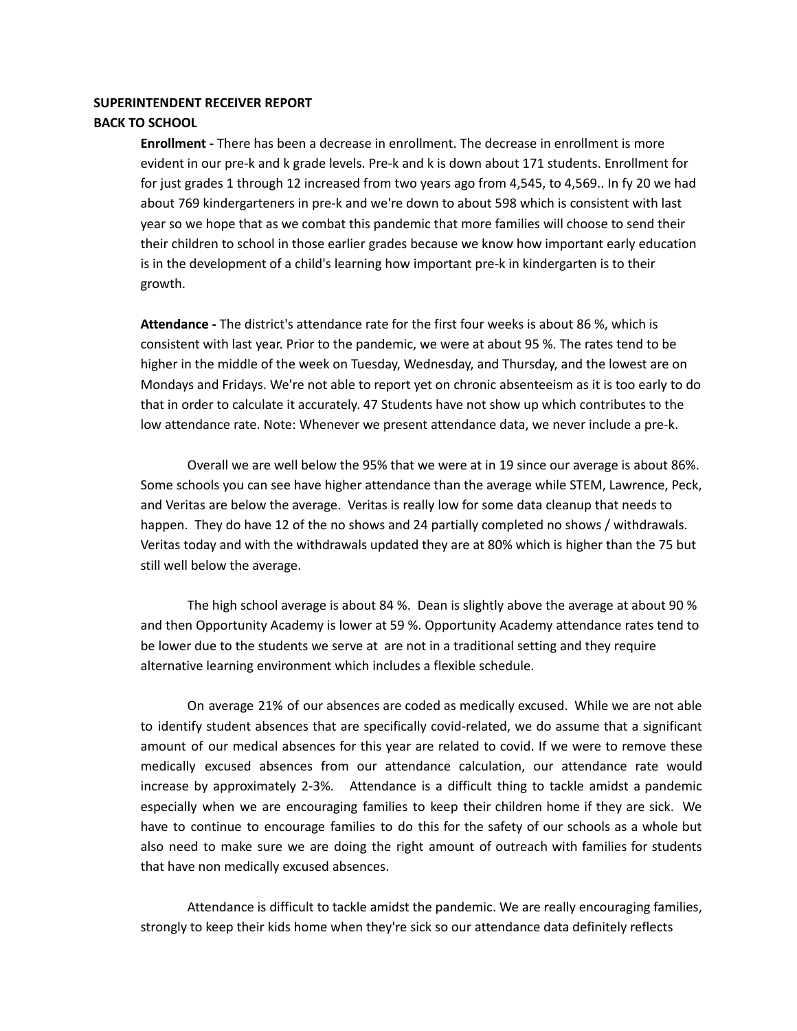**SUPERINTENDENT RECEIVER REPORT**
**BACK TO SCHOOL**

**Enrollment -** There has been a decrease in enrollment. The decrease in enrollment is more evident in our pre-k and k grade levels. Pre-k and k is down about 171 students. Enrollment for for just grades 1 through 12 increased from two years ago from 4,545, to 4,569.. In fy 20 we had about 769 kindergarteners in pre-k and we're down to about 598 which is consistent with last year so we hope that as we combat this pandemic that more families will choose to send their their children to school in those earlier grades because we know how important early education is in the development of a child's learning how important pre-k in kindergarten is to their growth.

**Attendance -** The district's attendance rate for the first four weeks is about 86 %, which is consistent with last year. Prior to the pandemic, we were at about 95 %. The rates tend to be higher in the middle of the week on Tuesday, Wednesday, and Thursday, and the lowest are on Mondays and Fridays. We're not able to report yet on chronic absenteeism as it is too early to do that in order to calculate it accurately. 47 Students have not show up which contributes to the low attendance rate. Note: Whenever we present attendance data, we never include a pre-k.

Overall we are well below the 95% that we were at in 19 since our average is about 86%. Some schools you can see have higher attendance than the average while STEM, Lawrence, Peck, and Veritas are below the average. Veritas is really low for some data cleanup that needs to happen. They do have 12 of the no shows and 24 partially completed no shows / withdrawals. Veritas today and with the withdrawals updated they are at 80% which is higher than the 75 but still well below the average.

The high school average is about 84 %. Dean is slightly above the average at about 90 % and then Opportunity Academy is lower at 59 %. Opportunity Academy attendance rates tend to be lower due to the students we serve at are not in a traditional setting and they require alternative learning environment which includes a flexible schedule.

On average 21% of our absences are coded as medically excused. While we are not able to identify student absences that are specifically covid-related, we do assume that a significant amount of our medical absences for this year are related to covid. If we were to remove these medically excused absences from our attendance calculation, our attendance rate would increase by approximately 2-3%. Attendance is a difficult thing to tackle amidst a pandemic especially when we are encouraging families to keep their children home if they are sick. We have to continue to encourage families to do this for the safety of our schools as a whole but also need to make sure we are doing the right amount of outreach with families for students that have non medically excused absences.

Attendance is difficult to tackle amidst the pandemic. We are really encouraging families, strongly to keep their kids home when they're sick so our attendance data definitely reflects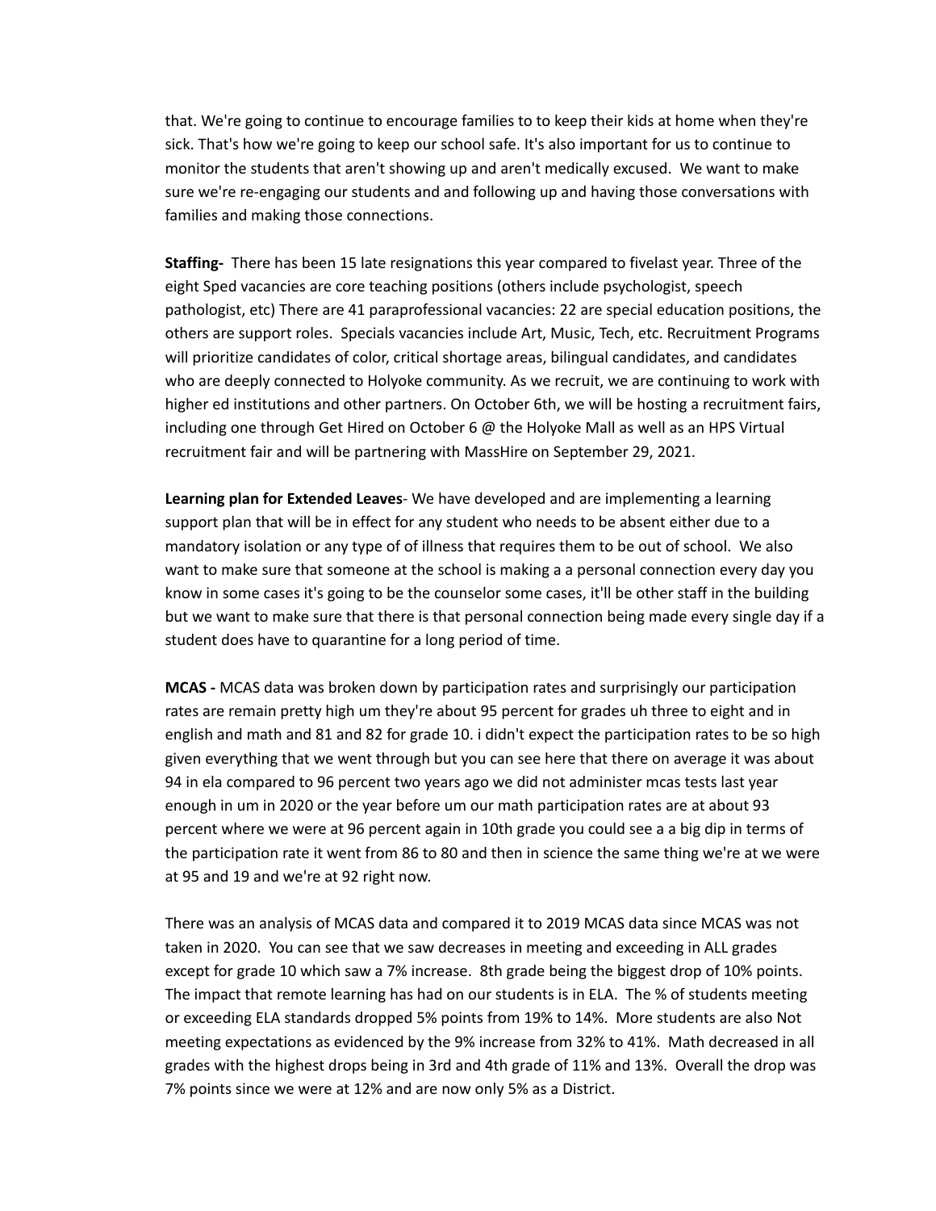that. We're going to continue to encourage families to to keep their kids at home when they're sick. That's how we're going to keep our school safe. It's also important for us to continue to monitor the students that aren't showing up and aren't medically excused. We want to make sure we're re-engaging our students and and following up and having those conversations with families and making those connections.

**Staffing-** There has been 15 late resignations this year compared to fivelast year. Three of the eight Sped vacancies are core teaching positions (others include psychologist, speech pathologist, etc) There are 41 paraprofessional vacancies: 22 are special education positions, the others are support roles. Specials vacancies include Art, Music, Tech, etc. Recruitment Programs will prioritize candidates of color, critical shortage areas, bilingual candidates, and candidates who are deeply connected to Holyoke community. As we recruit, we are continuing to work with higher ed institutions and other partners. On October 6th, we will be hosting a recruitment fairs, including one through Get Hired on October 6 @ the Holyoke Mall as well as an HPS Virtual recruitment fair and will be partnering with MassHire on September 29, 2021.

**Learning plan for Extended Leaves**- We have developed and are implementing a learning support plan that will be in effect for any student who needs to be absent either due to a mandatory isolation or any type of of illness that requires them to be out of school. We also want to make sure that someone at the school is making a a personal connection every day you know in some cases it's going to be the counselor some cases, it'll be other staff in the building but we want to make sure that there is that personal connection being made every single day if a student does have to quarantine for a long period of time.

**MCAS -** MCAS data was broken down by participation rates and surprisingly our participation rates are remain pretty high um they're about 95 percent for grades uh three to eight and in english and math and 81 and 82 for grade 10. i didn't expect the participation rates to be so high given everything that we went through but you can see here that there on average it was about 94 in ela compared to 96 percent two years ago we did not administer mcas tests last year enough in um in 2020 or the year before um our math participation rates are at about 93 percent where we were at 96 percent again in 10th grade you could see a a big dip in terms of the participation rate it went from 86 to 80 and then in science the same thing we're at we were at 95 and 19 and we're at 92 right now.

There was an analysis of MCAS data and compared it to 2019 MCAS data since MCAS was not taken in 2020. You can see that we saw decreases in meeting and exceeding in ALL grades except for grade 10 which saw a 7% increase. 8th grade being the biggest drop of 10% points. The impact that remote learning has had on our students is in ELA. The % of students meeting or exceeding ELA standards dropped 5% points from 19% to 14%. More students are also Not meeting expectations as evidenced by the 9% increase from 32% to 41%. Math decreased in all grades with the highest drops being in 3rd and 4th grade of 11% and 13%. Overall the drop was 7% points since we were at 12% and are now only 5% as a District.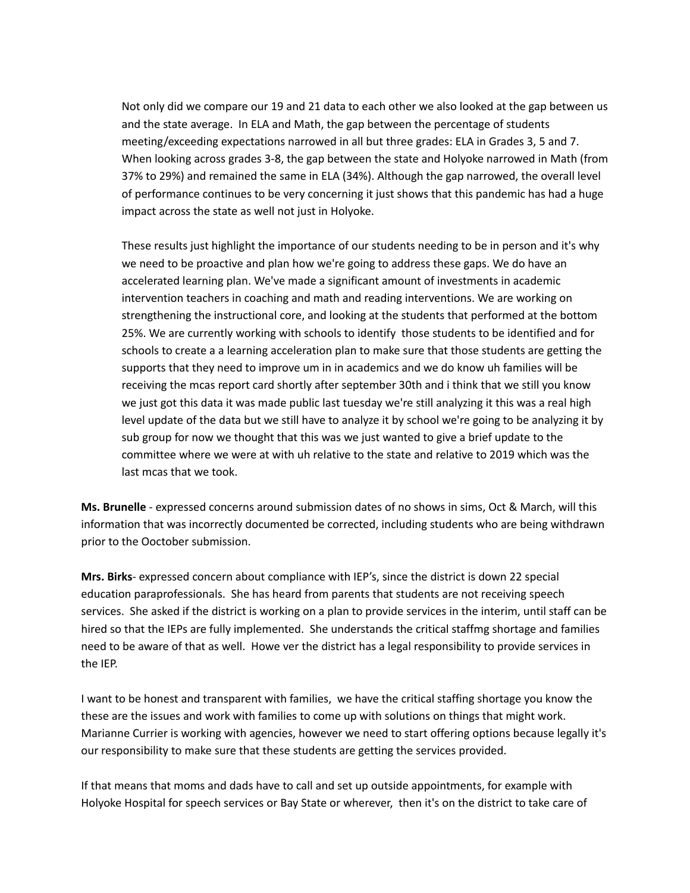Not only did we compare our 19 and 21 data to each other we also looked at the gap between us and the state average. In ELA and Math, the gap between the percentage of students meeting/exceeding expectations narrowed in all but three grades: ELA in Grades 3, 5 and 7. When looking across grades 3-8, the gap between the state and Holyoke narrowed in Math (from 37% to 29%) and remained the same in ELA (34%). Although the gap narrowed, the overall level of performance continues to be very concerning it just shows that this pandemic has had a huge impact across the state as well not just in Holyoke.

These results just highlight the importance of our students needing to be in person and it's why we need to be proactive and plan how we're going to address these gaps. We do have an accelerated learning plan. We've made a significant amount of investments in academic intervention teachers in coaching and math and reading interventions. We are working on strengthening the instructional core, and looking at the students that performed at the bottom 25%. We are currently working with schools to identify those students to be identified and for schools to create a a learning acceleration plan to make sure that those students are getting the supports that they need to improve um in in academics and we do know uh families will be receiving the mcas report card shortly after september 30th and i think that we still you know we just got this data it was made public last tuesday we're still analyzing it this was a real high level update of the data but we still have to analyze it by school we're going to be analyzing it by sub group for now we thought that this was we just wanted to give a brief update to the committee where we were at with uh relative to the state and relative to 2019 which was the last mcas that we took.

**Ms. Brunelle** - expressed concerns around submission dates of no shows in sims, Oct & March, will this information that was incorrectly documented be corrected, including students who are being withdrawn prior to the Ooctober submission.

**Mrs. Birks**- expressed concern about compliance with IEP's, since the district is down 22 special education paraprofessionals. She has heard from parents that students are not receiving speech services. She asked if the district is working on a plan to provide services in the interim, until staff can be hired so that the IEPs are fully implemented. She understands the critical staffmg shortage and families need to be aware of that as well. Howe ver the district has a legal responsibility to provide services in the IEP.

I want to be honest and transparent with families, we have the critical staffing shortage you know the these are the issues and work with families to come up with solutions on things that might work. Marianne Currier is working with agencies, however we need to start offering options because legally it's our responsibility to make sure that these students are getting the services provided.

If that means that moms and dads have to call and set up outside appointments, for example with Holyoke Hospital for speech services or Bay State or wherever, then it's on the district to take care of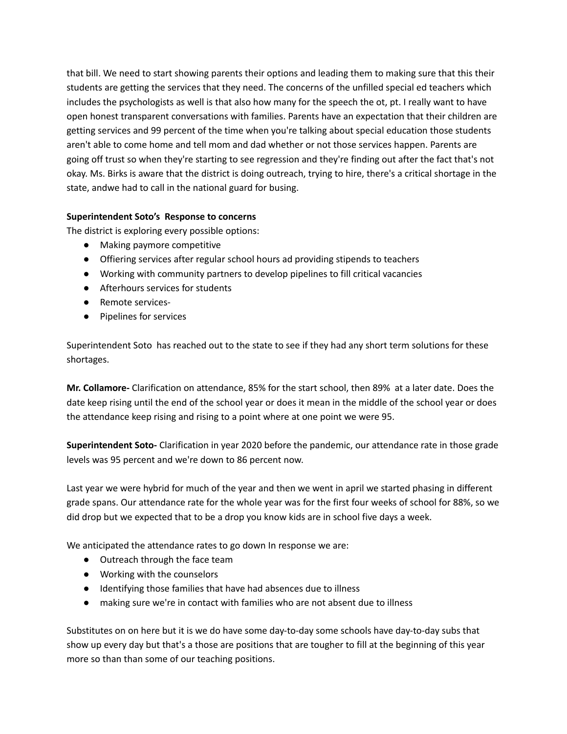that bill. We need to start showing parents their options and leading them to making sure that this their students are getting the services that they need. The concerns of the unfilled special ed teachers which includes the psychologists as well is that also how many for the speech the ot, pt. I really want to have open honest transparent conversations with families. Parents have an expectation that their children are getting services and 99 percent of the time when you're talking about special education those students aren't able to come home and tell mom and dad whether or not those services happen. Parents are going off trust so when they're starting to see regression and they're finding out after the fact that's not okay. Ms. Birks is aware that the district is doing outreach, trying to hire, there's a critical shortage in the state, andwe had to call in the national guard for busing.

**Superintendent Soto's  Response to concerns**

The district is exploring every possible options:

- Making paymore competitive
- Offiering services after regular school hours ad providing stipends to teachers
- Working with community partners to develop pipelines to fill critical vacancies
- Afterhours services for students
- Remote services-
- Pipelines for services

Superintendent Soto  has reached out to the state to see if they had any short term solutions for these shortages.

**Mr. Collamore-** Clarification on attendance, 85% for the start school, then 89%  at a later date. Does the date keep rising until the end of the school year or does it mean in the middle of the school year or does the attendance keep rising and rising to a point where at one point we were 95.

**Superintendent Soto-** Clarification in year 2020 before the pandemic, our attendance rate in those grade levels was 95 percent and we're down to 86 percent now.

Last year we were hybrid for much of the year and then we went in april we started phasing in different grade spans. Our attendance rate for the whole year was for the first four weeks of school for 88%, so we did drop but we expected that to be a drop you know kids are in school five days a week.

We anticipated the attendance rates to go down In response we are:

- Outreach through the face team
- Working with the counselors
- Identifying those families that have had absences due to illness
- making sure we're in contact with families who are not absent due to illness

Substitutes on on here but it is we do have some day-to-day some schools have day-to-day subs that show up every day but that's a those are positions that are tougher to fill at the beginning of this year more so than than some of our teaching positions.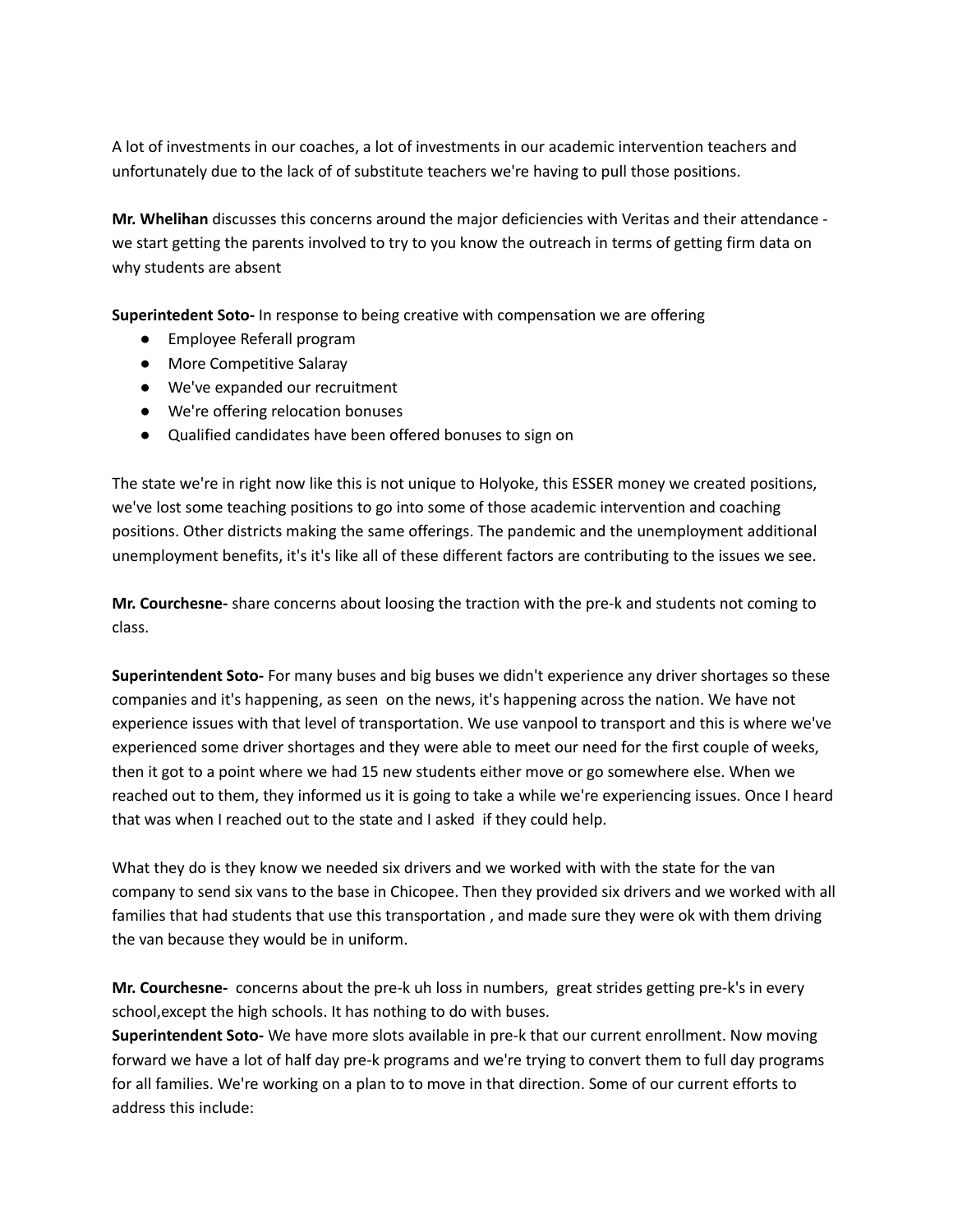A lot of investments in our coaches, a lot of investments in our academic intervention teachers and unfortunately due to the lack of of substitute teachers we're having to pull those positions.

**Mr. Whelihan** discusses this concerns around the major deficiencies with Veritas and their attendance - we start getting the parents involved to try to you know the outreach in terms of getting firm data on why students are absent

**Superintedent Soto-** In response to being creative with compensation we are offering

- Employee Referall program
- More Competitive Salaray
- We've expanded our recruitment
- We're offering relocation bonuses
- Qualified candidates have been offered bonuses to sign on

The state we're in right now like this is not unique to Holyoke, this ESSER money we created positions, we've lost some teaching positions to go into some of those academic intervention and coaching positions. Other districts making the same offerings. The pandemic and the unemployment additional unemployment benefits, it's it's like all of these different factors are contributing to the issues we see.

**Mr. Courchesne-** share concerns about loosing the traction with the pre-k and students not coming to class.

**Superintendent Soto-** For many buses and big buses we didn't experience any driver shortages so these companies and it's happening, as seen on the news, it's happening across the nation. We have not experience issues with that level of transportation. We use vanpool to transport and this is where we've experienced some driver shortages and they were able to meet our need for the first couple of weeks, then it got to a point where we had 15 new students either move or go somewhere else. When we reached out to them, they informed us it is going to take a while we're experiencing issues. Once I heard that was when I reached out to the state and I asked if they could help.

What they do is they know we needed six drivers and we worked with with the state for the van company to send six vans to the base in Chicopee. Then they provided six drivers and we worked with all families that had students that use this transportation , and made sure they were ok with them driving the van because they would be in uniform.

**Mr. Courchesne-** concerns about the pre-k uh loss in numbers, great strides getting pre-k's in every school,except the high schools. It has nothing to do with buses.

**Superintendent Soto-** We have more slots available in pre-k that our current enrollment. Now moving forward we have a lot of half day pre-k programs and we're trying to convert them to full day programs for all families. We're working on a plan to to move in that direction. Some of our current efforts to address this include: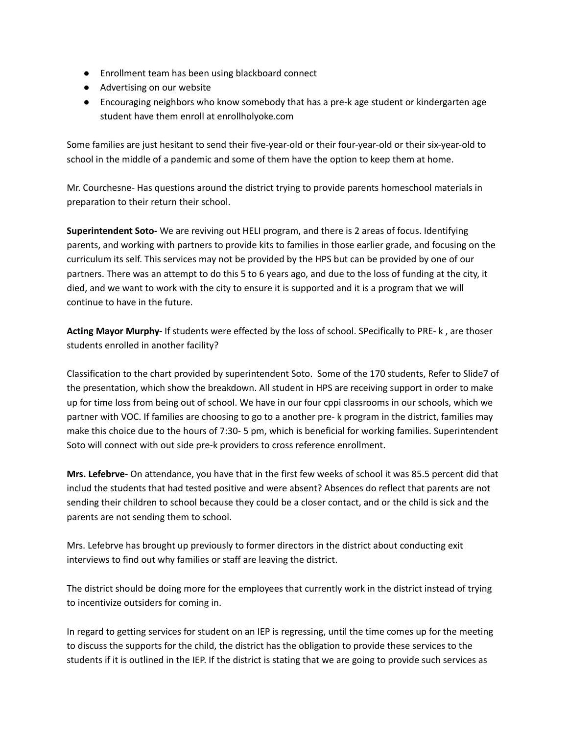- Enrollment team has been using blackboard connect
- Advertising on our website
- Encouraging neighbors who know somebody that has a pre-k age student or kindergarten age student have them enroll at enrollholyoke.com

Some families are just hesitant to send their five-year-old or their four-year-old or their six-year-old to school in the middle of a pandemic and some of them have the option to keep them at home.

Mr. Courchesne- Has questions around the district trying to provide parents homeschool materials in preparation to their return their school.

**Superintendent Soto-** We are reviving out HELI program, and there is 2 areas of focus. Identifying parents, and working with partners to provide kits to families in those earlier grade, and focusing on the curriculum its self. This services may not be provided by the HPS but can be provided by one of our partners. There was an attempt to do this 5 to 6 years ago, and due to the loss of funding at the city, it died, and we want to work with the city to ensure it is supported and it is a program that we will continue to have in the future.

**Acting Mayor Murphy-** If students were effected by the loss of school. SPecifically to PRE- k , are thoser students enrolled in another facility?

Classification to the chart provided by superintendent Soto. Some of the 170 students, Refer to Slide7 of the presentation, which show the breakdown. All student in HPS are receiving support in order to make up for time loss from being out of school. We have in our four cppi classrooms in our schools, which we partner with VOC. If families are choosing to go to a another pre- k program in the district, families may make this choice due to the hours of 7:30- 5 pm, which is beneficial for working families. Superintendent Soto will connect with out side pre-k providers to cross reference enrollment.

**Mrs. Lefebrve-** On attendance, you have that in the first few weeks of school it was 85.5 percent did that includ the students that had tested positive and were absent? Absences do reflect that parents are not sending their children to school because they could be a closer contact, and or the child is sick and the parents are not sending them to school.

Mrs. Lefebrve has brought up previously to former directors in the district about conducting exit interviews to find out why families or staff are leaving the district.

The district should be doing more for the employees that currently work in the district instead of trying to incentivize outsiders for coming in.

In regard to getting services for student on an IEP is regressing, until the time comes up for the meeting to discuss the supports for the child, the district has the obligation to provide these services to the students if it is outlined in the IEP. If the district is stating that we are going to provide such services as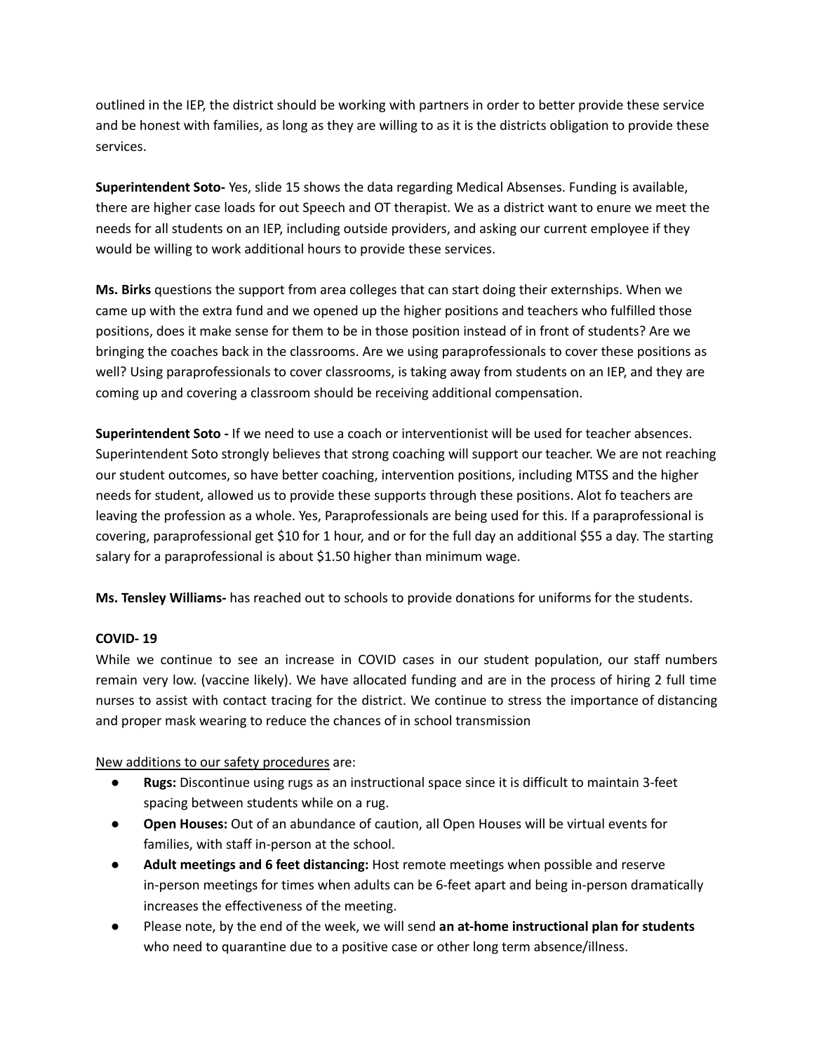outlined in the IEP, the district should be working with partners in order to better provide these service and be honest with families, as long as they are willing to as it is the districts obligation to provide these services.

**Superintendent Soto-** Yes, slide 15 shows the data regarding Medical Absenses. Funding is available, there are higher case loads for out Speech and OT therapist. We as a district want to enure we meet the needs for all students on an IEP, including outside providers, and asking our current employee if they would be willing to work additional hours to provide these services.

**Ms. Birks** questions the support from area colleges that can start doing their externships. When we came up with the extra fund and we opened up the higher positions and teachers who fulfilled those positions, does it make sense for them to be in those position instead of in front of students? Are we bringing the coaches back in the classrooms. Are we using paraprofessionals to cover these positions as well? Using paraprofessionals to cover classrooms, is taking away from students on an IEP, and they are coming up and covering a classroom should be receiving additional compensation.

**Superintendent Soto -** If we need to use a coach or interventionist will be used for teacher absences. Superintendent Soto strongly believes that strong coaching will support our teacher. We are not reaching our student outcomes, so have better coaching, intervention positions, including MTSS and the higher needs for student, allowed us to provide these supports through these positions. Alot fo teachers are leaving the profession as a whole. Yes, Paraprofessionals are being used for this. If a paraprofessional is covering, paraprofessional get $10 for 1 hour, and or for the full day an additional $55 a day. The starting salary for a paraprofessional is about $1.50 higher than minimum wage.

**Ms. Tensley Williams-** has reached out to schools to provide donations for uniforms for the students.

**COVID- 19**

While we continue to see an increase in COVID cases in our student population, our staff numbers remain very low. (vaccine likely). We have allocated funding and are in the process of hiring 2 full time nurses to assist with contact tracing for the district. We continue to stress the importance of distancing and proper mask wearing to reduce the chances of in school transmission

New additions to our safety procedures are:

- **Rugs:** Discontinue using rugs as an instructional space since it is difficult to maintain 3-feet spacing between students while on a rug.
- **Open Houses:** Out of an abundance of caution, all Open Houses will be virtual events for families, with staff in-person at the school.
- **Adult meetings and 6 feet distancing:** Host remote meetings when possible and reserve in-person meetings for times when adults can be 6-feet apart and being in-person dramatically increases the effectiveness of the meeting.
- Please note, by the end of the week, we will send **an at-home instructional plan for students** who need to quarantine due to a positive case or other long term absence/illness.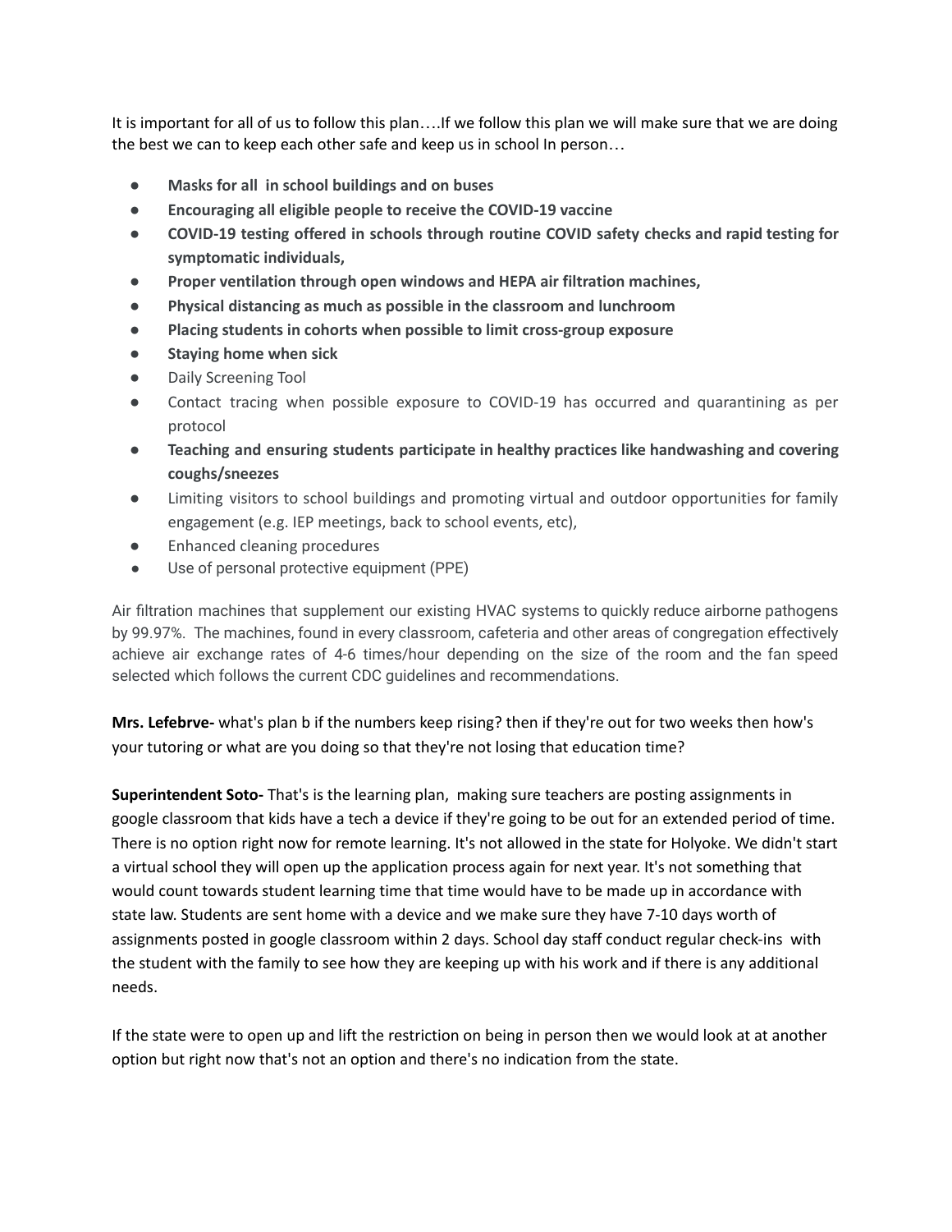It is important for all of us to follow this plan….If we follow this plan we will make sure that we are doing the best we can to keep each other safe and keep us in school In person…

- **Masks for all in school buildings and on buses**
- **Encouraging all eligible people to receive the COVID-19 vaccine**
- **COVID-19 testing offered in schools through routine COVID safety checks and rapid testing for symptomatic individuals,**
- **Proper ventilation through open windows and HEPA air filtration machines,**
- **Physical distancing as much as possible in the classroom and lunchroom**
- **Placing students in cohorts when possible to limit cross-group exposure**
- **Staying home when sick**
- Daily Screening Tool
- Contact tracing when possible exposure to COVID-19 has occurred and quarantining as per protocol
- **Teaching and ensuring students participate in healthy practices like handwashing and covering coughs/sneezes**
- Limiting visitors to school buildings and promoting virtual and outdoor opportunities for family engagement (e.g. IEP meetings, back to school events, etc),
- Enhanced cleaning procedures
- Use of personal protective equipment (PPE)

Air filtration machines that supplement our existing HVAC systems to quickly reduce airborne pathogens by 99.97%. The machines, found in every classroom, cafeteria and other areas of congregation effectively achieve air exchange rates of 4-6 times/hour depending on the size of the room and the fan speed selected which follows the current CDC guidelines and recommendations.

**Mrs. Lefebrve-** what's plan b if the numbers keep rising? then if they're out for two weeks then how's your tutoring or what are you doing so that they're not losing that education time?

**Superintendent Soto-** That's is the learning plan, making sure teachers are posting assignments in google classroom that kids have a tech device if they're going to be out for an extended period of time. There is no option right now for remote learning. It's not allowed in the state for Holyoke. We didn't start a virtual school they will open up the application process again for next year. It's not something that would count towards student learning time that time would have to be made up in accordance with state law. Students are sent home with a device and we make sure they have 7-10 days worth of assignments posted in google classroom within 2 days. School day staff conduct regular check-ins with the student with the family to see how they are keeping up with his work and if there is any additional needs.

If the state were to open up and lift the restriction on being in person then we would look at at another option but right now that's not an option and there's no indication from the state.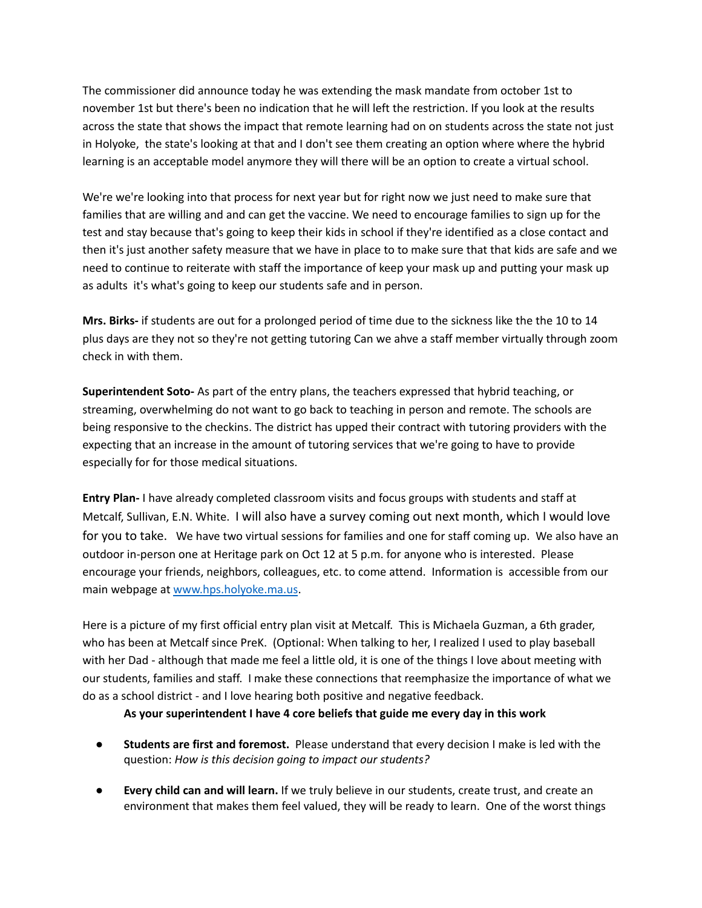The commissioner did announce today he was extending the mask mandate from october 1st to november 1st but there's been no indication that he will left the restriction. If you look at the results across the state that shows the impact that remote learning had on on students across the state not just in Holyoke, the state's looking at that and I don't see them creating an option where where the hybrid learning is an acceptable model anymore they will there will be an option to create a virtual school.

We're we're looking into that process for next year but for right now we just need to make sure that families that are willing and and can get the vaccine. We need to encourage families to sign up for the test and stay because that's going to keep their kids in school if they're identified as a close contact and then it's just another safety measure that we have in place to to make sure that that kids are safe and we need to continue to reiterate with staff the importance of keep your mask up and putting your mask up as adults it's what's going to keep our students safe and in person.

**Mrs. Birks-** if students are out for a prolonged period of time due to the sickness like the the 10 to 14 plus days are they not so they're not getting tutoring Can we ahve a staff member virtually through zoom check in with them.

**Superintendent Soto-** As part of the entry plans, the teachers expressed that hybrid teaching, or streaming, overwhelming do not want to go back to teaching in person and remote. The schools are being responsive to the checkins. The district has upped their contract with tutoring providers with the expecting that an increase in the amount of tutoring services that we're going to have to provide especially for for those medical situations.

**Entry Plan-** I have already completed classroom visits and focus groups with students and staff at Metcalf, Sullivan, E.N. White. I will also have a survey coming out next month, which I would love for you to take. We have two virtual sessions for families and one for staff coming up. We also have an outdoor in-person one at Heritage park on Oct 12 at 5 p.m. for anyone who is interested. Please encourage your friends, neighbors, colleagues, etc. to come attend. Information is accessible from our main webpage at [www.hps.holyoke.ma.us](http://www.hps.holyoke.ma.us).

Here is a picture of my first official entry plan visit at Metcalf. This is Michaela Guzman, a 6th grader, who has been at Metcalf since PreK. (Optional: When talking to her, I realized I used to play baseball with her Dad - although that made me feel a little old, it is one of the things I love about meeting with our students, families and staff. I make these connections that reemphasize the importance of what we do as a school district - and I love hearing both positive and negative feedback.

**As your superintendent I have 4 core beliefs that guide me every day in this work**

- **Students are first and foremost.** Please understand that every decision I make is led with the question: *How is this decision going to impact our students?*
- **Every child can and will learn.** If we truly believe in our students, create trust, and create an environment that makes them feel valued, they will be ready to learn. One of the worst things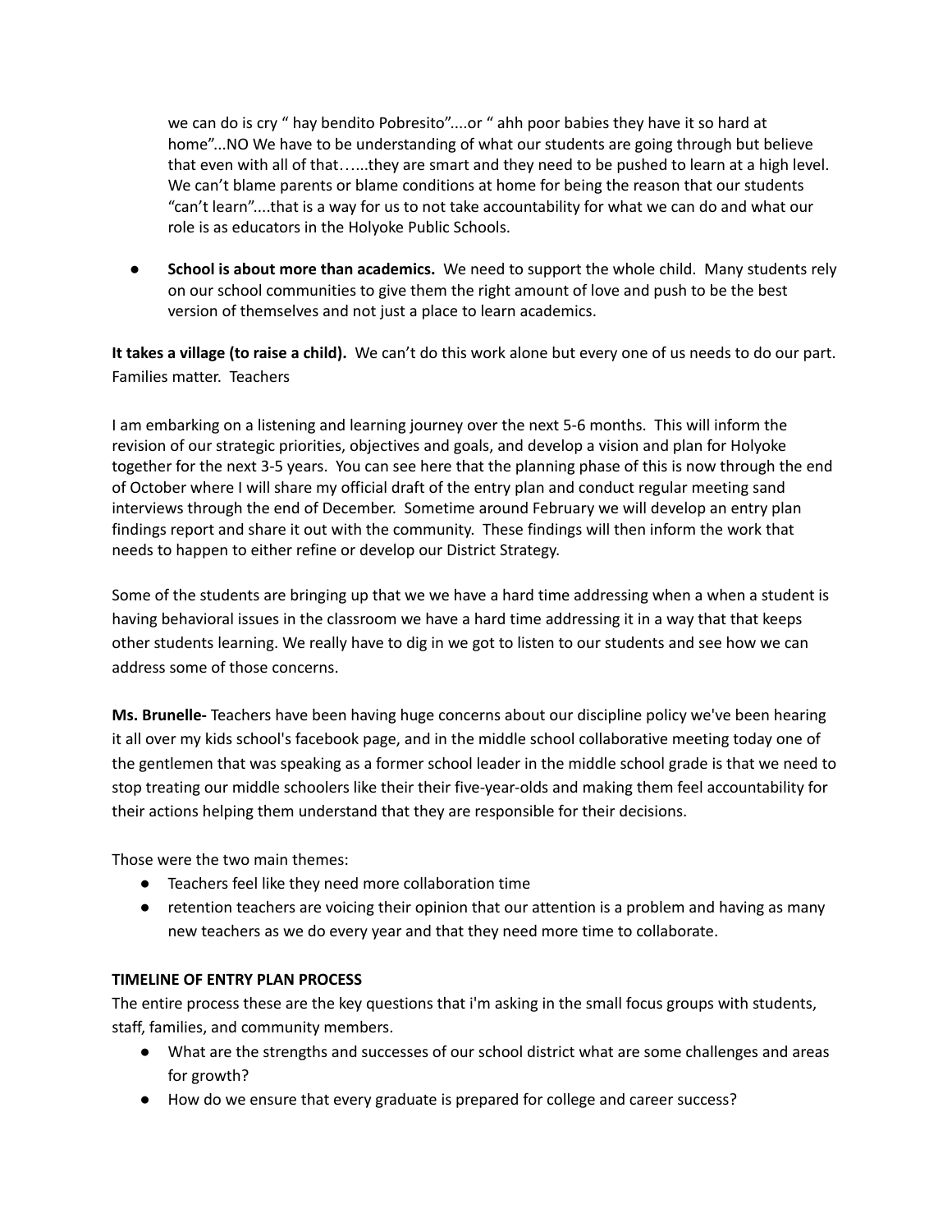we can do is cry " hay bendito Pobresito"....or " ahh poor babies they have it so hard at home"...NO We have to be understanding of what our students are going through but believe that even with all of that…...they are smart and they need to be pushed to learn at a high level. We can't blame parents or blame conditions at home for being the reason that our students "can't learn"....that is a way for us to not take accountability for what we can do and what our role is as educators in the Holyoke Public Schools.

- **School is about more than academics.** We need to support the whole child. Many students rely on our school communities to give them the right amount of love and push to be the best version of themselves and not just a place to learn academics.

**It takes a village (to raise a child).** We can't do this work alone but every one of us needs to do our part. Families matter. Teachers

I am embarking on a listening and learning journey over the next 5-6 months. This will inform the revision of our strategic priorities, objectives and goals, and develop a vision and plan for Holyoke together for the next 3-5 years. You can see here that the planning phase of this is now through the end of October where I will share my official draft of the entry plan and conduct regular meeting sand interviews through the end of December. Sometime around February we will develop an entry plan findings report and share it out with the community. These findings will then inform the work that needs to happen to either refine or develop our District Strategy.

Some of the students are bringing up that we we have a hard time addressing when a when a student is having behavioral issues in the classroom we have a hard time addressing it in a way that that keeps other students learning. We really have to dig in we got to listen to our students and see how we can address some of those concerns.

**Ms. Brunelle-** Teachers have been having huge concerns about our discipline policy we've been hearing it all over my kids school's facebook page, and in the middle school collaborative meeting today one of the gentlemen that was speaking as a former school leader in the middle school grade is that we need to stop treating our middle schoolers like their their five-year-olds and making them feel accountability for their actions helping them understand that they are responsible for their decisions.

Those were the two main themes:

- Teachers feel like they need more collaboration time
- retention teachers are voicing their opinion that our attention is a problem and having as many new teachers as we do every year and that they need more time to collaborate.

**TIMELINE OF ENTRY PLAN PROCESS**

The entire process these are the key questions that i'm asking in the small focus groups with students, staff, families, and community members.

- What are the strengths and successes of our school district what are some challenges and areas for growth?
- How do we ensure that every graduate is prepared for college and career success?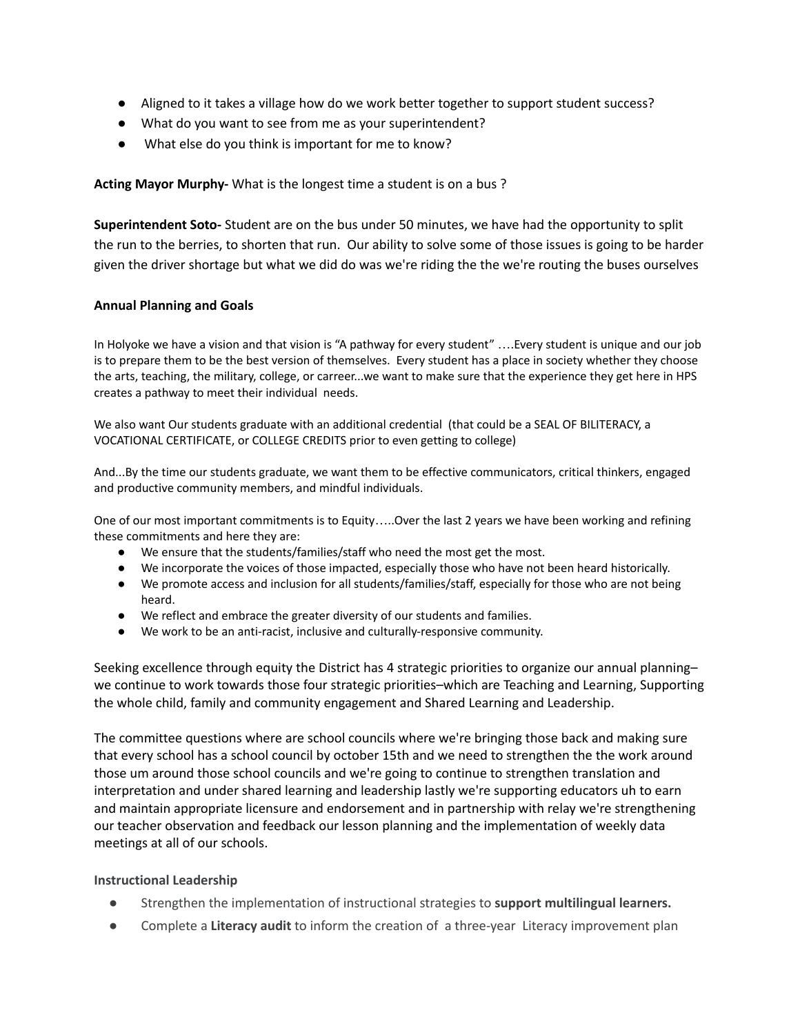- Aligned to it takes a village how do we work better together to support student success?
- What do you want to see from me as your superintendent?
- What else do you think is important for me to know?

**Acting Mayor Murphy-** What is the longest time a student is on a bus ?

**Superintendent Soto-** Student are on the bus under 50 minutes, we have had the opportunity to split the run to the berries, to shorten that run. Our ability to solve some of those issues is going to be harder given the driver shortage but what we did do was we're riding the the we're routing the buses ourselves

**Annual Planning and Goals**

In Holyoke we have a vision and that vision is "A pathway for every student" ….Every student is unique and our job is to prepare them to be the best version of themselves. Every student has a place in society whether they choose the arts, teaching, the military, college, or carreer...we want to make sure that the experience they get here in HPS creates a pathway to meet their individual needs.

We also want Our students graduate with an additional credential (that could be a SEAL OF BILITERACY, a VOCATIONAL CERTIFICATE, or COLLEGE CREDITS prior to even getting to college)

And...By the time our students graduate, we want them to be effective communicators, critical thinkers, engaged and productive community members, and mindful individuals.

One of our most important commitments is to Equity…..Over the last 2 years we have been working and refining these commitments and here they are:

- We ensure that the students/families/staff who need the most get the most.
- We incorporate the voices of those impacted, especially those who have not been heard historically.
- We promote access and inclusion for all students/families/staff, especially for those who are not being heard.
- We reflect and embrace the greater diversity of our students and families.
- We work to be an anti-racist, inclusive and culturally-responsive community.

Seeking excellence through equity the District has 4 strategic priorities to organize our annual planning– we continue to work towards those four strategic priorities–which are Teaching and Learning, Supporting the whole child, family and community engagement and Shared Learning and Leadership.

The committee questions where are school councils where we're bringing those back and making sure that every school has a school council by october 15th and we need to strengthen the the work around those um around those school councils and we're going to continue to strengthen translation and interpretation and under shared learning and leadership lastly we're supporting educators uh to earn and maintain appropriate licensure and endorsement and in partnership with relay we're strengthening our teacher observation and feedback our lesson planning and the implementation of weekly data meetings at all of our schools.

**Instructional Leadership**

- Strengthen the implementation of instructional strategies to **support multilingual learners.**
- Complete a **Literacy audit** to inform the creation of a three-year Literacy improvement plan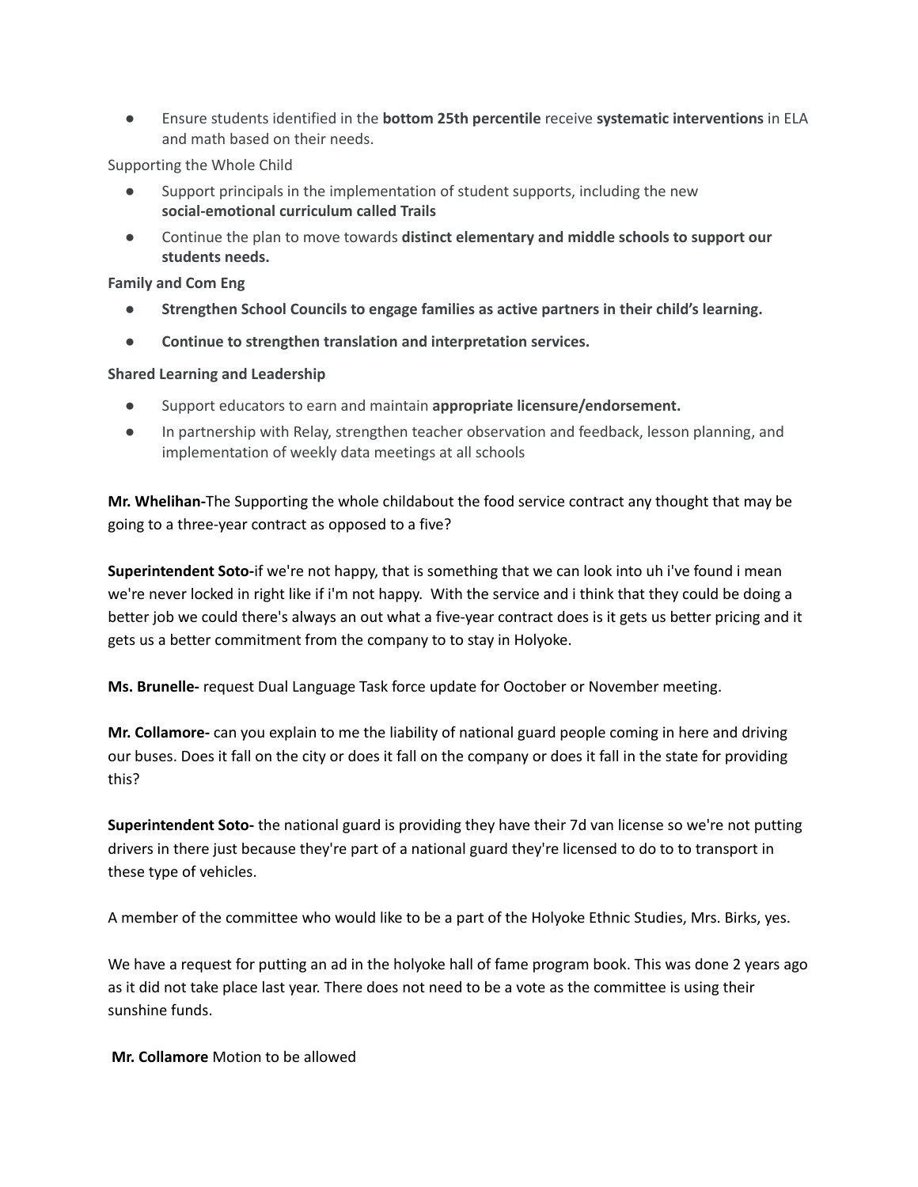- Ensure students identified in the **bottom 25th percentile** receive **systematic interventions** in ELA and math based on their needs.

Supporting the Whole Child

- Support principals in the implementation of student supports, including the new **social-emotional curriculum called Trails**
- Continue the plan to move towards **distinct elementary and middle schools to support our students needs.**

**Family and Com Eng**

- **Strengthen School Councils to engage families as active partners in their child's learning.**
- **Continue to strengthen translation and interpretation services.**

**Shared Learning and Leadership**

- Support educators to earn and maintain **appropriate licensure/endorsement.**
- In partnership with Relay, strengthen teacher observation and feedback, lesson planning, and implementation of weekly data meetings at all schools

**Mr. Whelihan-**The Supporting the whole childabout the food service contract any thought that may be going to a three-year contract as opposed to a five?

**Superintendent Soto-**if we're not happy, that is something that we can look into uh i've found i mean we're never locked in right like if i'm not happy. With the service and i think that they could be doing a better job we could there's always an out what a five-year contract does is it gets us better pricing and it gets us a better commitment from the company to to stay in Holyoke.

**Ms. Brunelle-** request Dual Language Task force update for Ooctober or November meeting.

**Mr. Collamore-** can you explain to me the liability of national guard people coming in here and driving our buses. Does it fall on the city or does it fall on the company or does it fall in the state for providing this?

**Superintendent Soto-** the national guard is providing they have their 7d van license so we're not putting drivers in there just because they're part of a national guard they're licensed to do to to transport in these type of vehicles.

A member of the committee who would like to be a part of the Holyoke Ethnic Studies, Mrs. Birks, yes.

We have a request for putting an ad in the holyoke hall of fame program book. This was done 2 years ago as it did not take place last year. There does not need to be a vote as the committee is using their sunshine funds.

**Mr. Collamore** Motion to be allowed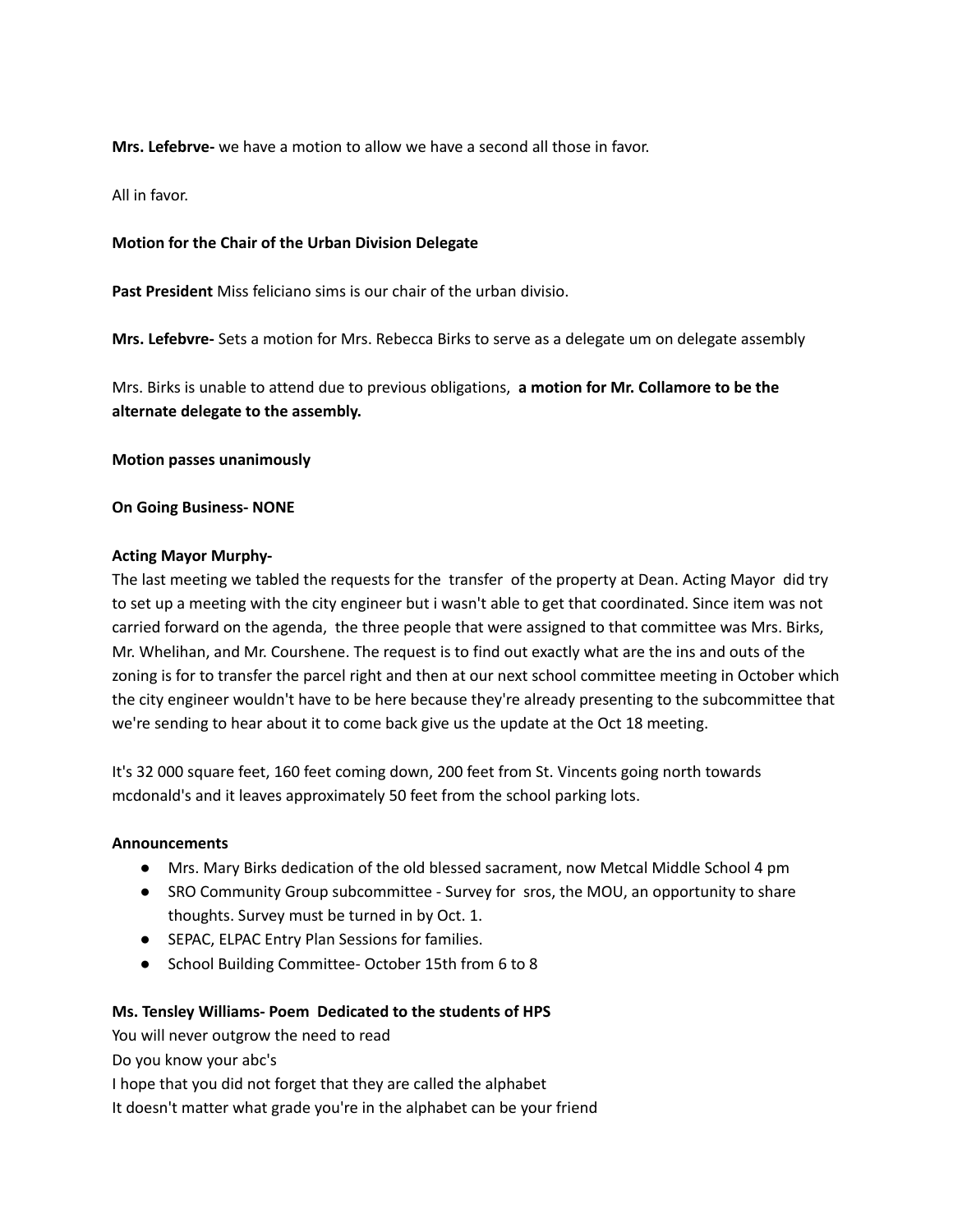**Mrs. Lefebrve-** we have a motion to allow we have a second all those in favor.

All in favor.

**Motion for the Chair of the Urban Division Delegate**

**Past President** Miss feliciano sims is our chair of the urban divisio.

**Mrs. Lefebvre-** Sets a motion for Mrs. Rebecca Birks to serve as a delegate um on delegate assembly

Mrs. Birks is unable to attend due to previous obligations, **a motion for Mr. Collamore to be the alternate delegate to the assembly.**

**Motion passes unanimously**

**On Going Business- NONE**

**Acting Mayor Murphy-**
The last meeting we tabled the requests for the transfer of the property at Dean. Acting Mayor did try to set up a meeting with the city engineer but i wasn't able to get that coordinated. Since item was not carried forward on the agenda, the three people that were assigned to that committee was Mrs. Birks, Mr. Whelihan, and Mr. Courshene. The request is to find out exactly what are the ins and outs of the zoning is for to transfer the parcel right and then at our next school committee meeting in October which the city engineer wouldn't have to be here because they're already presenting to the subcommittee that we're sending to hear about it to come back give us the update at the Oct 18 meeting.

It's 32 000 square feet, 160 feet coming down, 200 feet from St. Vincents going north towards mcdonald's and it leaves approximately 50 feet from the school parking lots.

**Announcements**

- Mrs. Mary Birks dedication of the old blessed sacrament, now Metcal Middle School 4 pm
- SRO Community Group subcommittee - Survey for sros, the MOU, an opportunity to share thoughts. Survey must be turned in by Oct. 1.
- SEPAC, ELPAC Entry Plan Sessions for families.
- School Building Committee- October 15th from 6 to 8

**Ms. Tensley Williams- Poem Dedicated to the students of HPS**
You will never outgrow the need to read
Do you know your abc's
I hope that you did not forget that they are called the alphabet
It doesn't matter what grade you're in the alphabet can be your friend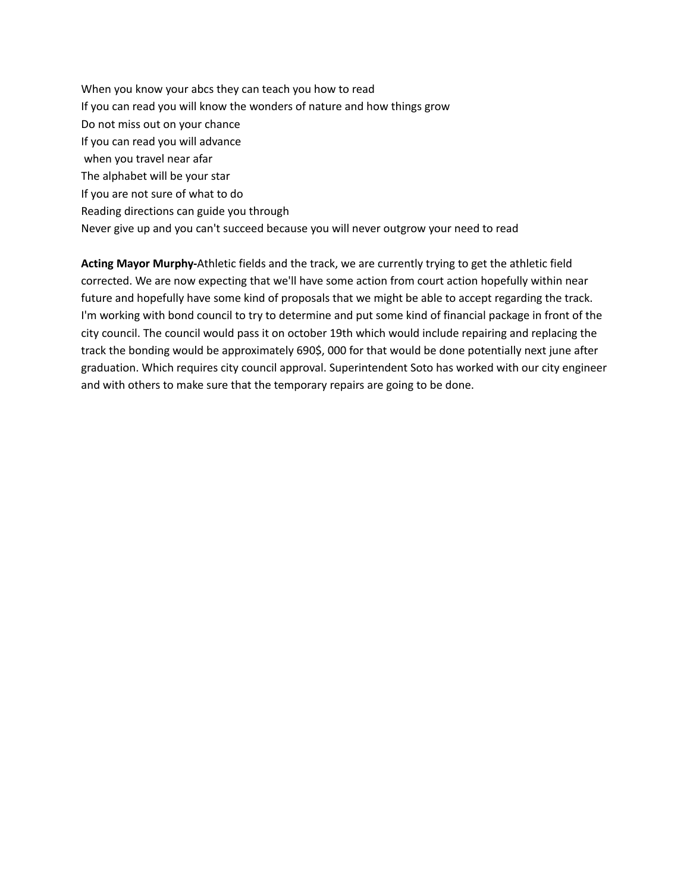When you know your abcs they can teach you how to read
If you can read you will know the wonders of nature and how things grow
Do not miss out on your chance
If you can read you will advance
when you travel near afar
The alphabet will be your star
If you are not sure of what to do
Reading directions can guide you through
Never give up and you can't succeed because you will never outgrow your need to read

**Acting Mayor Murphy-**Athletic fields and the track, we are currently trying to get the athletic field corrected. We are now expecting that we'll have some action from court action hopefully within near future and hopefully have some kind of proposals that we might be able to accept regarding the track. I'm working with bond council to try to determine and put some kind of financial package in front of the city council. The council would pass it on october 19th which would include repairing and replacing the track the bonding would be approximately 690$, 000 for that would be done potentially next june after graduation. Which requires city council approval. Superintendent Soto has worked with our city engineer and with others to make sure that the temporary repairs are going to be done.